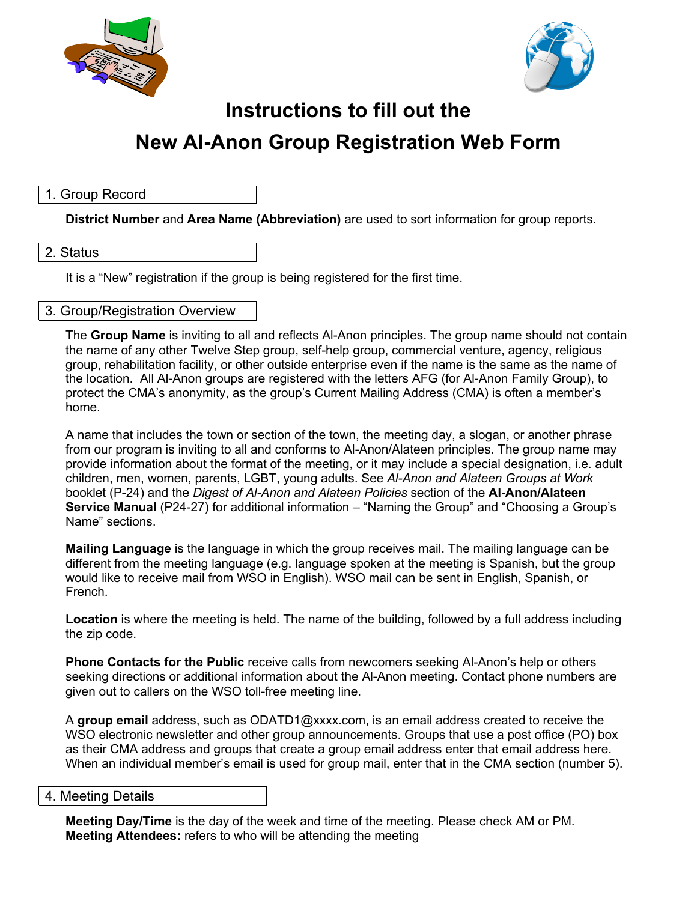# Instructions to fill out the

# New Al-Anon Group Registration Web Form

## 1. Group Record

**District Number** and **Area Name (Abbreviation)** are used to sort information for group reports.

## 2. Status

It is a "New" registration if the group is being registered for the first time.

## 3. Group/Registration Overview

The **Group Name** is inviting to all and reflects Al-Anon principles. The group name should not contain the name of any other Twelve Step group, self-help group, commercial venture, agency, religious group, rehabilitation facility, or other outside enterprise even if the name is the same as the name of the location. All Al-Anon groups are registered with the letters AFG (for Al-Anon Family Group), to protect the CMA's anonymity, as the group's Current Mailing Address (CMA) is often a member's home.

A name that includes the town or section of the town, the meeting day, a slogan, or another phrase from our program is inviting to all and conforms to Al-Anon/Alateen principles. The group name may provide information about the format of the meeting, or it may include a special designation, i.e. adult children, men, women, parents, LGBT, young adults. See *Al-Anon and Alateen Groups at Work* booklet (P-24) and the *Digest of Al-Anon and Alateen Policies* section of the **Al-Anon/Alateen Service Manual** (P24-27) for additional information – "Naming the Group" and "Choosing a Group's Name" sections.

**Mailing Language** is the language in which the group receives mail. The mailing language can be different from the meeting language (e.g. language spoken at the meeting is Spanish, but the group would like to receive mail from WSO in English). WSO mail can be sent in English, Spanish, or French.

**Location** is where the meeting is held. The name of the building, followed by a full address including the zip code.

**Phone Contacts for the Public** receive calls from newcomers seeking Al-Anon's help or others seeking directions or additional information about the Al-Anon meeting. Contact phone numbers are given out to callers on the WSO toll-free meeting line.

A **group email** address, such as ODATD1@xxxx.com, is an email address created to receive the WSO electronic newsletter and other group announcements. Groups that use a post office (PO) box as their CMA address and groups that create a group email address enter that email address here. When an individual member's email is used for group mail, enter that in the CMA section (number 5).

## 4. Meeting Details

**Meeting Day/Time** is the day of the week and time of the meeting. Please check AM or PM.
**Meeting Attendees:** refers to who will be attending the meeting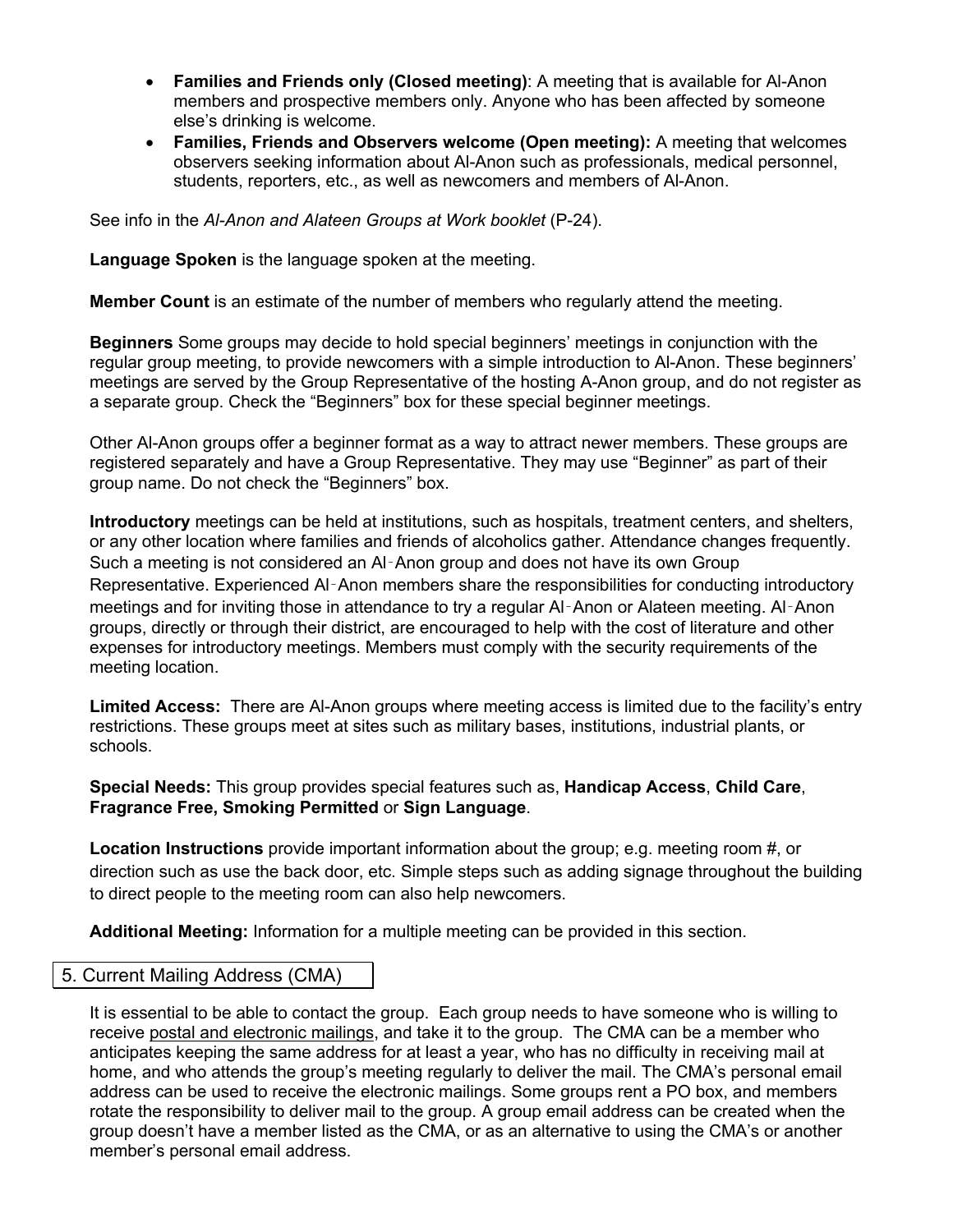- **Families and Friends only (Closed meeting)**: A meeting that is available for Al-Anon members and prospective members only. Anyone who has been affected by someone else's drinking is welcome.
- **Families, Friends and Observers welcome (Open meeting):** A meeting that welcomes observers seeking information about Al-Anon such as professionals, medical personnel, students, reporters, etc., as well as newcomers and members of Al-Anon.

See info in the *Al-Anon and Alateen Groups at Work booklet* (P-24).

**Language Spoken** is the language spoken at the meeting.

**Member Count** is an estimate of the number of members who regularly attend the meeting.

**Beginners** Some groups may decide to hold special beginners' meetings in conjunction with the regular group meeting, to provide newcomers with a simple introduction to Al-Anon. These beginners' meetings are served by the Group Representative of the hosting A-Anon group, and do not register as a separate group. Check the "Beginners" box for these special beginner meetings.

Other Al-Anon groups offer a beginner format as a way to attract newer members. These groups are registered separately and have a Group Representative. They may use "Beginner" as part of their group name. Do not check the "Beginners" box.

**Introductory** meetings can be held at institutions, such as hospitals, treatment centers, and shelters, or any other location where families and friends of alcoholics gather. Attendance changes frequently. Such a meeting is not considered an Al‑Anon group and does not have its own Group Representative. Experienced Al‑Anon members share the responsibilities for conducting introductory meetings and for inviting those in attendance to try a regular Al‑Anon or Alateen meeting. Al‑Anon groups, directly or through their district, are encouraged to help with the cost of literature and other expenses for introductory meetings. Members must comply with the security requirements of the meeting location.

**Limited Access:** There are Al-Anon groups where meeting access is limited due to the facility's entry restrictions. These groups meet at sites such as military bases, institutions, industrial plants, or schools.

**Special Needs:** This group provides special features such as, **Handicap Access**, **Child Care**, **Fragrance Free, Smoking Permitted** or **Sign Language**.

**Location Instructions** provide important information about the group; e.g. meeting room #, or direction such as use the back door, etc. Simple steps such as adding signage throughout the building to direct people to the meeting room can also help newcomers.

**Additional Meeting:** Information for a multiple meeting can be provided in this section.

## 5. Current Mailing Address (CMA)

It is essential to be able to contact the group. Each group needs to have someone who is willing to receive postal and electronic mailings, and take it to the group. The CMA can be a member who anticipates keeping the same address for at least a year, who has no difficulty in receiving mail at home, and who attends the group's meeting regularly to deliver the mail. The CMA's personal email address can be used to receive the electronic mailings. Some groups rent a PO box, and members rotate the responsibility to deliver mail to the group. A group email address can be created when the group doesn't have a member listed as the CMA, or as an alternative to using the CMA's or another member's personal email address.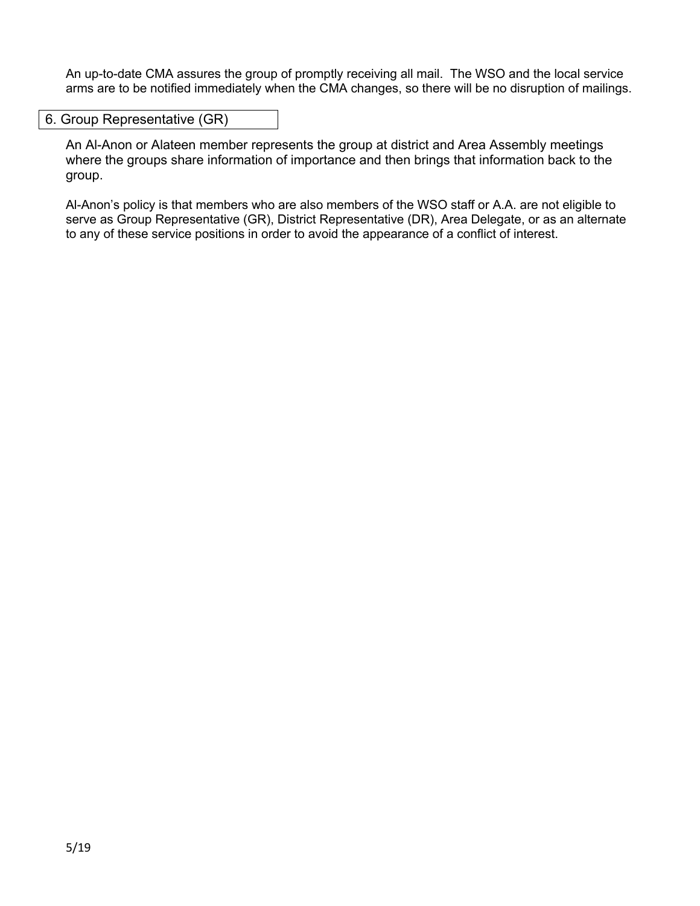An up-to-date CMA assures the group of promptly receiving all mail. The WSO and the local service arms are to be notified immediately when the CMA changes, so there will be no disruption of mailings.

## 6. Group Representative (GR)

An Al-Anon or Alateen member represents the group at district and Area Assembly meetings where the groups share information of importance and then brings that information back to the group.

Al-Anon's policy is that members who are also members of the WSO staff or A.A. are not eligible to serve as Group Representative (GR), District Representative (DR), Area Delegate, or as an alternate to any of these service positions in order to avoid the appearance of a conflict of interest.